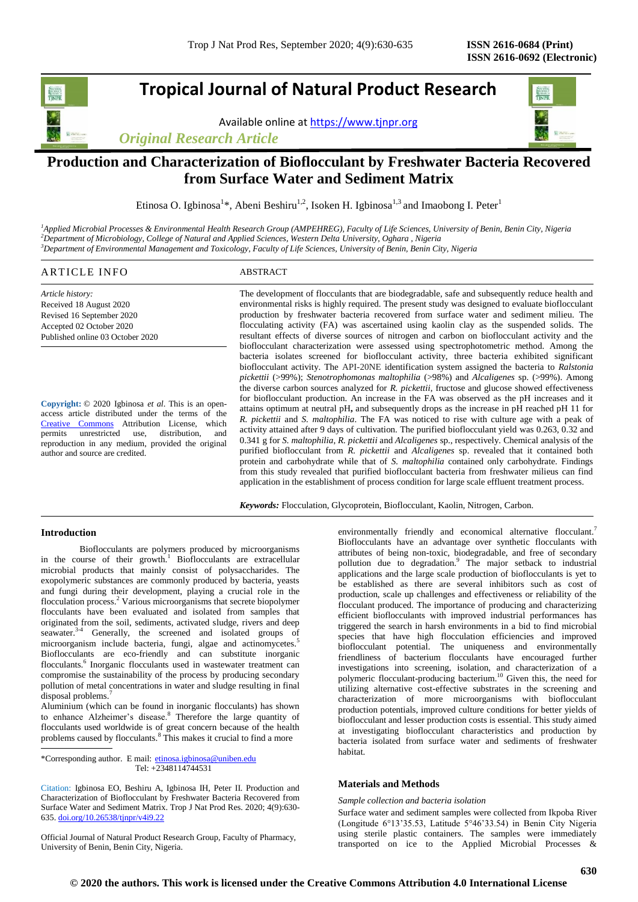# Tropical Journal of Natural Product Research

Available online at https://www.tjnpr.org

*Original Research Article*

# Production and Characterization of Bioflocculant by Freshwater Bacteria Recovered from Surface Water and Sediment Matrix

Etinosa O. Igbinosa[1]*, Abeni Beshiru[1,2], Isoken H. Igbinosa[1,3] and Imaobong I. Peter[1]

[1]*Applied Microbial Processes & Environmental Health Research Group (AMPEHREG), Faculty of Life Sciences, University of Benin, Benin City, Nigeria*
[2]*Department of Microbiology, College of Natural and Applied Sciences, Western Delta University, Oghara , Nigeria*
[3]*Department of Environmental Management and Toxicology, Faculty of Life Sciences, University of Benin, Benin City, Nigeria*

## ARTICLE INFO

*Article history:*
Received 18 August 2020
Revised 16 September 2020
Accepted 02 October 2020
Published online 03 October 2020

**Copyright:** © 2020 Igbinosa *et al*. This is an open-access article distributed under the terms of the Creative Commons Attribution License, which permits unrestricted use, distribution, and reproduction in any medium, provided the original author and source are credited.

## ABSTRACT

The development of flocculants that are biodegradable, safe and subsequently reduce health and environmental risks is highly required. The present study was designed to evaluate bioflocculant production by freshwater bacteria recovered from surface water and sediment milieu. The flocculating activity (FA) was ascertained using kaolin clay as the suspended solids. The resultant effects of diverse sources of nitrogen and carbon on bioflocculant activity and the bioflocculant characterization were assessed using spectrophotometric method. Among the bacteria isolates screened for bioflocculant activity, three bacteria exhibited significant bioflocculant activity. The API-20NE identification system assigned the bacteria to *Ralstonia pickettii* (>99%); *Stenotrophomonas maltophilia* (>98%) and *Alcaligenes* sp. (>99%). Among the diverse carbon sources analyzed for *R. pickettii*, fructose and glucose showed effectiveness for bioflocculant production. An increase in the FA was observed as the pH increases and it attains optimum at neutral pH**,** and subsequently drops as the increase in pH reached pH 11 for *R. pickettii* and *S. maltophilia*. The FA was noticed to rise with culture age with a peak of activity attained after 9 days of cultivation. The purified bioflocculant yield was 0.263, 0.32 and 0.341 g for *S. maltophilia*, *R. pickettii* and *Alcaligenes* sp., respectively. Chemical analysis of the purified bioflocculant from *R. pickettii* and *Alcaligenes* sp. revealed that it contained both protein and carbohydrate while that of *S. maltophilia* contained only carbohydrate. Findings from this study revealed that purified bioflocculant bacteria from freshwater milieus can find application in the establishment of process condition for large scale effluent treatment process.

***Keywords:*** Flocculation, Glycoprotein, Bioflocculant, Kaolin, Nitrogen, Carbon.

## Introduction

Bioflocculants are polymers produced by microorganisms in the course of their growth.[1] Bioflocculants are extracellular microbial products that mainly consist of polysaccharides. The exopolymeric substances are commonly produced by bacteria, yeasts and fungi during their development, playing a crucial role in the flocculation process.[2] Various microorganisms that secrete biopolymer flocculants have been evaluated and isolated from samples that originated from the soil, sediments, activated sludge, rivers and deep seawater.[3-4] Generally, the screened and isolated groups of microorganism include bacteria, fungi, algae and actinomycetes.[5] Bioflocculants are eco-friendly and can substitute inorganic flocculants.[6] Inorganic flocculants used in wastewater treatment can compromise the sustainability of the process by producing secondary pollution of metal concentrations in water and sludge resulting in final disposal problems.[7]

Aluminium (which can be found in inorganic flocculants) has shown to enhance Alzheimer's disease.[8] Therefore the large quantity of flocculants used worldwide is of great concern because of the health problems caused by flocculants.[8] This makes it crucial to find a more environmentally friendly and economical alternative flocculant.[7] Bioflocculants have an advantage over synthetic flocculants with attributes of being non-toxic, biodegradable, and free of secondary pollution due to degradation.[9] The major setback to industrial applications and the large scale production of bioflocculants is yet to be established as there are several inhibitors such as cost of production, scale up challenges and effectiveness or reliability of the flocculant produced. The importance of producing and characterizing efficient bioflocculants with improved industrial performances has triggered the search in harsh environments in a bid to find microbial species that have high flocculation efficiencies and improved bioflocculant potential. The uniqueness and environmentally friendliness of bacterium flocculants have encouraged further investigations into screening, isolation, and characterization of a polymeric flocculant-producing bacterium.[10] Given this, the need for utilizing alternative cost-effective substrates in the screening and characterization of more microorganisms with bioflocculant production potentials, improved culture conditions for better yields of bioflocculant and lesser production costs is essential. This study aimed at investigating bioflocculant characteristics and production by bacteria isolated from surface water and sediments of freshwater habitat.

*Corresponding author. E mail: etinosa.igbinosa@uniben.edu
Tel: +2348114744531

Citation: Igbinosa EO, Beshiru A, Igbinosa IH, Peter II. Production and Characterization of Bioflocculant by Freshwater Bacteria Recovered from Surface Water and Sediment Matrix. Trop J Nat Prod Res. 2020; 4(9):630-635. doi.org/10.26538/tjnpr/v4i9.22

Official Journal of Natural Product Research Group, Faculty of Pharmacy, University of Benin, Benin City, Nigeria.

## Materials and Methods

*Sample collection and bacteria isolation*

Surface water and sediment samples were collected from Ikpoba River (Longitude 6°13'35.53, Latitude 5°46'33.54) in Benin City Nigeria using sterile plastic containers. The samples were immediately transported on ice to the Applied Microbial Processes &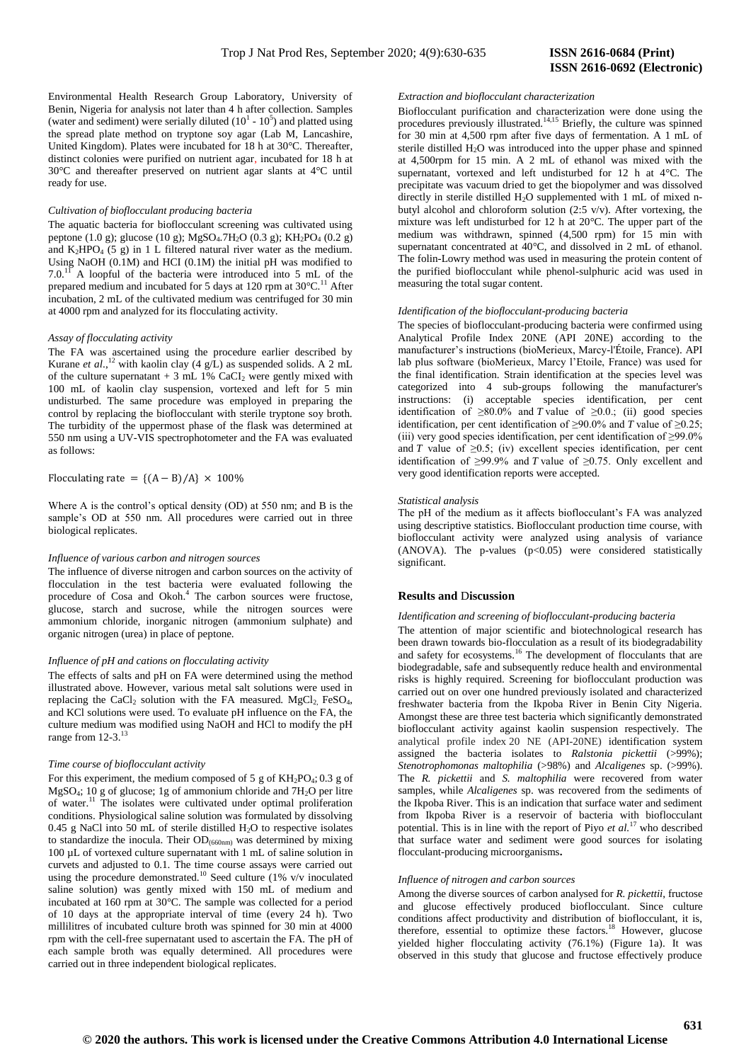Environmental Health Research Group Laboratory, University of Benin, Nigeria for analysis not later than 4 h after collection. Samples (water and sediment) were serially diluted ($10^1$ - $10^5$) and platted using the spread plate method on tryptone soy agar (Lab M, Lancashire, United Kingdom). Plates were incubated for 18 h at 30°C. Thereafter, distinct colonies were purified on nutrient agar, incubated for 18 h at 30°C and thereafter preserved on nutrient agar slants at 4°C until ready for use.

*Cultivation of bioflocculant producing bacteria*

The aquatic bacteria for bioflocculant screening was cultivated using peptone (1.0 g); glucose (10 g); $MgSO_4.7H_2O$ (0.3 g); $KH_2PO_4$ (0.2 g) and $K_2HPO_4$ (5 g) in 1 L filtered natural river water as the medium. Using NaOH (0.1M) and HCI (0.1M) the initial pH was modified to 7.0.[11] A loopful of the bacteria were introduced into 5 mL of the prepared medium and incubated for 5 days at 120 rpm at 30°C.[11] After incubation, 2 mL of the cultivated medium was centrifuged for 30 min at 4000 rpm and analyzed for its flocculating activity.

*Assay of flocculating activity*

The FA was ascertained using the procedure earlier described by Kurane *et al.*,[12] with kaolin clay (4 g/L) as suspended solids. A 2 mL of the culture supernatant + 3 mL 1% $CaCI_2$ were gently mixed with 100 mL of kaolin clay suspension, vortexed and left for 5 min undisturbed. The same procedure was employed in preparing the control by replacing the bioflocculant with sterile tryptone soy broth. The turbidity of the uppermost phase of the flask was determined at 550 nm using a UV-VIS spectrophotometer and the FA was evaluated as follows:

$$\text{Flocculating rate} = \{(A - B)/A\} \times 100\%$$

Where A is the control's optical density (OD) at 550 nm; and B is the sample's OD at 550 nm. All procedures were carried out in three biological replicates.

*Influence of various carbon and nitrogen sources*

The influence of diverse nitrogen and carbon sources on the activity of flocculation in the test bacteria were evaluated following the procedure of Cosa and Okoh.[4] The carbon sources were fructose, glucose, starch and sucrose, while the nitrogen sources were ammonium chloride, inorganic nitrogen (ammonium sulphate) and organic nitrogen (urea) in place of peptone.

*Influence of pH and cations on flocculating activity*

The effects of salts and pH on FA were determined using the method illustrated above. However, various metal salt solutions were used in replacing the $CaCl_2$ solution with the FA measured. $MgCl_2$, $FeSO_4$, and KCl solutions were used. To evaluate pH influence on the FA, the culture medium was modified using NaOH and HCl to modify the pH range from 12-3.[13]

*Time course of bioflocculant activity*

For this experiment, the medium composed of 5 g of $KH_2PO_4$; 0.3 g of $MgSO_4$; 10 g of glucose; 1g of ammonium chloride and $7H_2O$ per litre of water.[11] The isolates were cultivated under optimal proliferation conditions. Physiological saline solution was formulated by dissolving 0.45 g NaCl into 50 mL of sterile distilled $H_2O$ to respective isolates to standardize the inocula. Their $OD_{(660nm)}$ was determined by mixing 100 µL of vortexed culture supernatant with 1 mL of saline solution in curvets and adjusted to 0.1. The time course assays were carried out using the procedure demonstrated.[10] Seed culture (1% v/v inoculated saline solution) was gently mixed with 150 mL of medium and incubated at 160 rpm at 30°C. The sample was collected for a period of 10 days at the appropriate interval of time (every 24 h). Two millilitres of incubated culture broth was spinned for 30 min at 4000 rpm with the cell-free supernatant used to ascertain the FA. The pH of each sample broth was equally determined. All procedures were carried out in three independent biological replicates.

*Extraction and bioflocculant characterization*

Bioflocculant purification and characterization were done using the procedures previously illustrated.[14,15] Briefly, the culture was spinned for 30 min at 4,500 rpm after five days of fermentation. A 1 mL of sterile distilled $H_2O$ was introduced into the upper phase and spinned at 4,500rpm for 15 min. A 2 mL of ethanol was mixed with the supernatant, vortexed and left undisturbed for 12 h at 4°C. The precipitate was vacuum dried to get the biopolymer and was dissolved directly in sterile distilled $H_2O$ supplemented with 1 mL of mixed n-butyl alcohol and chloroform solution (2:5 v/v). After vortexing, the mixture was left undisturbed for 12 h at 20°C. The upper part of the medium was withdrawn, spinned (4,500 rpm) for 15 min with supernatant concentrated at 40°C, and dissolved in 2 mL of ethanol. The folin-Lowry method was used in measuring the protein content of the purified bioflocculant while phenol-sulphuric acid was used in measuring the total sugar content.

*Identification of the bioflocculant-producing bacteria*

The species of bioflocculant-producing bacteria were confirmed using Analytical Profile Index 20NE (API 20NE) according to the manufacturer's instructions (bioMerieux, Marcy-l'Étoile, France). API lab plus software (bioMerieux, Marcy l'Etoile, France) was used for the final identification. Strain identification at the species level was categorized into 4 sub-groups following the manufacturer's instructions: (i) acceptable species identification, per cent identification of ≥80.0% and *T* value of ≥0.0.; (ii) good species identification, per cent identification of ≥90.0% and *T* value of ≥0.25; (iii) very good species identification, per cent identification of ≥99.0% and *T* value of ≥0.5; (iv) excellent species identification, per cent identification of ≥99.9% and *T* value of ≥0.75. Only excellent and very good identification reports were accepted.

*Statistical analysis*

The pH of the medium as it affects bioflocculant's FA was analyzed using descriptive statistics. Bioflocculant production time course, with bioflocculant activity were analyzed using analysis of variance (ANOVA). The p-values ($p<0.05$) were considered statistically significant.

## Results and Discussion

*Identification and screening of bioflocculant-producing bacteria*

The attention of major scientific and biotechnological research has been drawn towards bio-flocculation as a result of its biodegradability and safety for ecosystems.[16] The development of flocculants that are biodegradable, safe and subsequently reduce health and environmental risks is highly required. Screening for bioflocculant production was carried out on over one hundred previously isolated and characterized freshwater bacteria from the Ikpoba River in Benin City Nigeria. Amongst these are three test bacteria which significantly demonstrated bioflocculant activity against kaolin suspension respectively. The analytical profile index 20 NE (API-20NE) identification system assigned the bacteria isolates to *Ralstonia pickettii* (>99%); *Stenotrophomonas maltophilia* (>98%) and *Alcaligenes* sp. (>99%). The *R. pickettii* and *S. maltophilia* were recovered from water samples, while *Alcaligenes* sp. was recovered from the sediments of the Ikpoba River. This is an indication that surface water and sediment from Ikpoba River is a reservoir of bacteria with bioflocculant potential. This is in line with the report of Piyo *et al.*[17] who described that surface water and sediment were good sources for isolating flocculant-producing microorganisms**.**

*Influence of nitrogen and carbon sources*

Among the diverse sources of carbon analysed for *R. pickettii*, fructose and glucose effectively produced bioflocculant. Since culture conditions affect productivity and distribution of bioflocculant, it is, therefore, essential to optimize these factors.[18] However, glucose yielded higher flocculating activity (76.1%) (Figure 1a). It was observed in this study that glucose and fructose effectively produce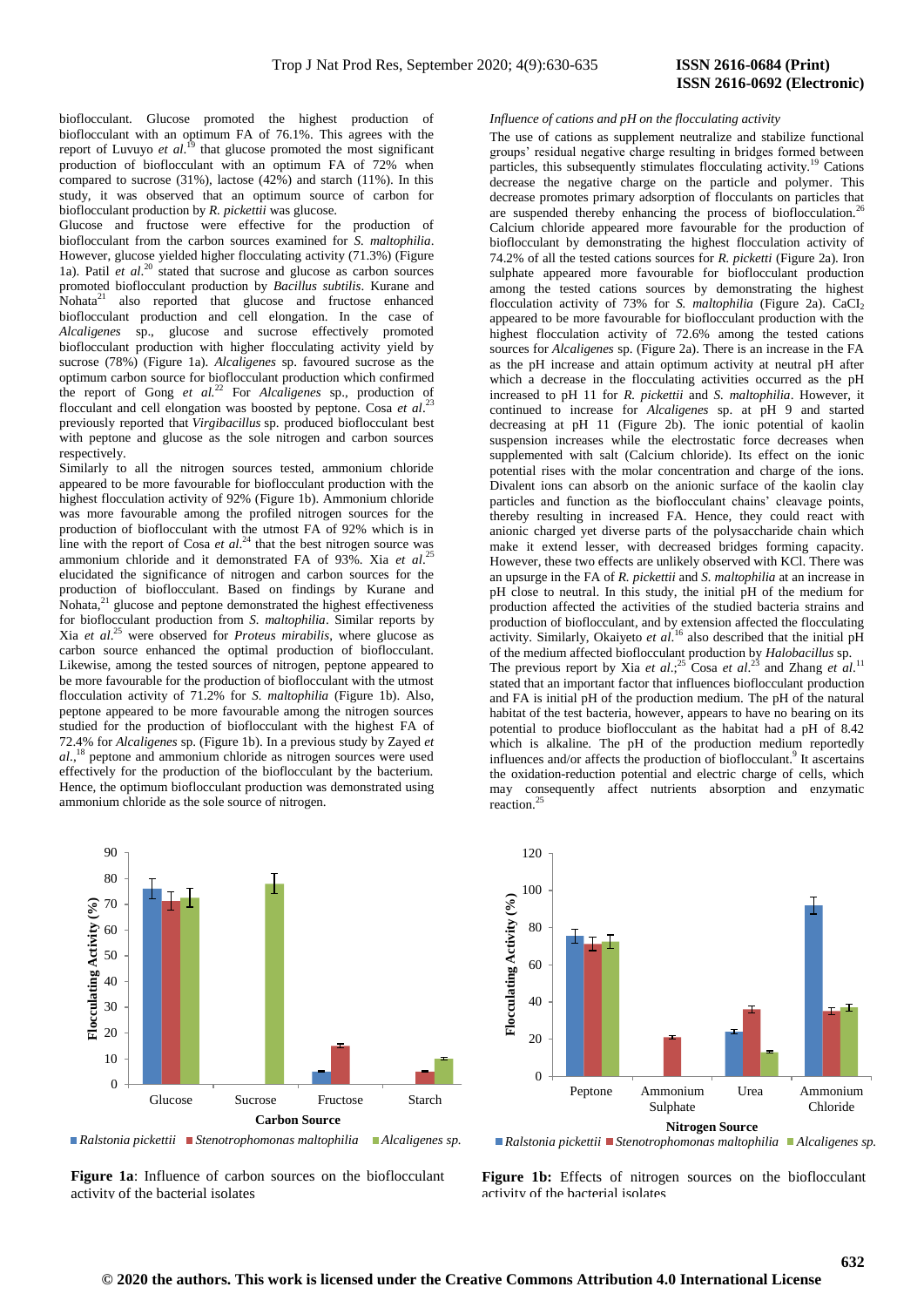bioflocculant. Glucose promoted the highest production of bioflocculant with an optimum FA of 76.1%. This agrees with the report of Luvuyo *et al.*[19] that glucose promoted the most significant production of bioflocculant with an optimum FA of 72% when compared to sucrose (31%), lactose (42%) and starch (11%). In this study, it was observed that an optimum source of carbon for bioflocculant production by *R. pickettii* was glucose.

Glucose and fructose were effective for the production of bioflocculant from the carbon sources examined for *S. maltophilia*. However, glucose yielded higher flocculating activity (71.3%) (Figure 1a). Patil *et al.*[20] stated that sucrose and glucose as carbon sources promoted bioflocculant production by *Bacillus subtilis*. Kurane and Nohata[21] also reported that glucose and fructose enhanced bioflocculant production and cell elongation. In the case of *Alcaligenes* sp., glucose and sucrose effectively promoted bioflocculant production with higher flocculating activity yield by sucrose (78%) (Figure 1a). *Alcaligenes* sp. favoured sucrose as the optimum carbon source for bioflocculant production which confirmed the report of Gong *et al.*[22] For *Alcaligenes* sp., production of flocculant and cell elongation was boosted by peptone. Cosa *et al.*[23] previously reported that *Virgibacillus* sp. produced bioflocculant best with peptone and glucose as the sole nitrogen and carbon sources respectively.

Similarly to all the nitrogen sources tested, ammonium chloride appeared to be more favourable for bioflocculant production with the highest flocculation activity of 92% (Figure 1b). Ammonium chloride was more favourable among the profiled nitrogen sources for the production of bioflocculant with the utmost FA of 92% which is in line with the report of Cosa *et al.*[24] that the best nitrogen source was ammonium chloride and it demonstrated FA of 93%. Xia *et al.*[25] elucidated the significance of nitrogen and carbon sources for the production of bioflocculant. Based on findings by Kurane and Nohata,[21] glucose and peptone demonstrated the highest effectiveness for bioflocculant production from *S. maltophilia*. Similar reports by Xia *et al.*[25] were observed for *Proteus mirabilis*, where glucose as carbon source enhanced the optimal production of bioflocculant. Likewise, among the tested sources of nitrogen, peptone appeared to be more favourable for the production of bioflocculant with the utmost flocculation activity of 71.2% for *S. maltophilia* (Figure 1b). Also, peptone appeared to be more favourable among the nitrogen sources studied for the production of bioflocculant with the highest FA of 72.4% for *Alcaligenes* sp. (Figure 1b). In a previous study by Zayed *et al.*,[18] peptone and ammonium chloride as nitrogen sources were used effectively for the production of the bioflocculant by the bacterium. Hence, the optimum bioflocculant production was demonstrated using ammonium chloride as the sole source of nitrogen.

*Influence of cations and pH on the flocculating activity*

The use of cations as supplement neutralize and stabilize functional groups' residual negative charge resulting in bridges formed between particles, this subsequently stimulates flocculating activity.[19] Cations decrease the negative charge on the particle and polymer. This decrease promotes primary adsorption of flocculants on particles that are suspended thereby enhancing the process of bioflocculation.[26] Calcium chloride appeared more favourable for the production of bioflocculant by demonstrating the highest flocculation activity of 74.2% of all the tested cations sources for *R. picketti* (Figure 2a). Iron sulphate appeared more favourable for bioflocculant production among the tested cations sources by demonstrating the highest flocculation activity of 73% for *S. maltophilia* (Figure 2a). $CaCI_2$ appeared to be more favourable for bioflocculant production with the highest flocculation activity of 72.6% among the tested cations sources for *Alcaligenes* sp. (Figure 2a). There is an increase in the FA as the pH increase and attain optimum activity at neutral pH after which a decrease in the flocculating activities occurred as the pH increased to pH 11 for *R. pickettii* and *S. maltophilia*. However, it continued to increase for *Alcaligenes* sp. at pH 9 and started decreasing at pH 11 (Figure 2b). The ionic potential of kaolin suspension increases while the electrostatic force decreases when supplemented with salt (Calcium chloride). Its effect on the ionic potential rises with the molar concentration and charge of the ions. Divalent ions can absorb on the anionic surface of the kaolin clay particles and function as the bioflocculant chains' cleavage points, thereby resulting in increased FA. Hence, they could react with anionic charged yet diverse parts of the polysaccharide chain which make it extend lesser, with decreased bridges forming capacity. However, these two effects are unlikely observed with KCl. There was an upsurge in the FA of *R. pickettii* and *S. maltophilia* at an increase in pH close to neutral. In this study, the initial pH of the medium for production affected the activities of the studied bacteria strains and production of bioflocculant, and by extension affected the flocculating activity. Similarly, Okaiyeto *et al.*[16] also described that the initial pH of the medium affected bioflocculant production by *Halobacillus* sp.

The previous report by Xia *et al.*;[25] Cosa *et al.*[23] and Zhang *et al.*[11] stated that an important factor that influences bioflocculant production and FA is initial pH of the production medium. The pH of the natural habitat of the test bacteria, however, appears to have no bearing on its potential to produce bioflocculant as the habitat had a pH of 8.42 which is alkaline. The pH of the production medium reportedly influences and/or affects the production of bioflocculant.[9] It ascertains the oxidation-reduction potential and electric charge of cells, which may consequently affect nutrients absorption and enzymatic reaction.[25]

**Figure 1a**: Influence of carbon sources on the bioflocculant activity of the bacterial isolates

**Figure 1b:** Effects of nitrogen sources on the bioflocculant activity of the bacterial isolates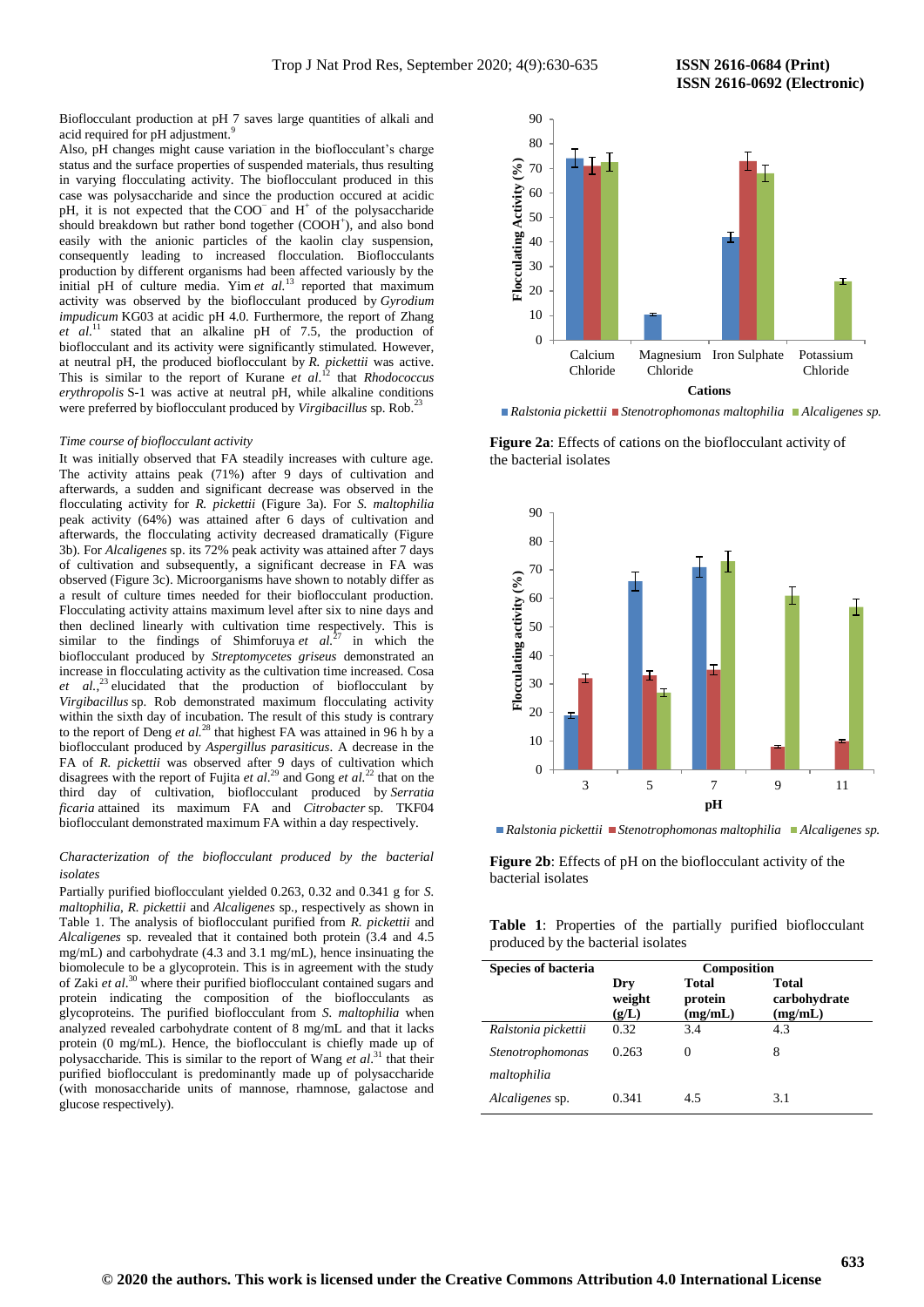Bioflocculant production at pH 7 saves large quantities of alkali and acid required for pH adjustment.[9]

Also, pH changes might cause variation in the bioflocculant's charge status and the surface properties of suspended materials, thus resulting in varying flocculating activity. The bioflocculant produced in this case was polysaccharide and since the production occured at acidic pH, it is not expected that the $COO^-$ and $H^+$ of the polysaccharide should breakdown but rather bond together ($COOH^+$), and also bond easily with the anionic particles of the kaolin clay suspension, consequently leading to increased flocculation. Bioflocculants production by different organisms had been affected variously by the initial pH of culture media. Yim *et al.*[13] reported that maximum activity was observed by the bioflocculant produced by *Gyrodium impudicum* KG03 at acidic pH 4.0. Furthermore, the report of Zhang *et al.*[11] stated that an alkaline pH of 7.5, the production of bioflocculant and its activity were significantly stimulated. However, at neutral pH, the produced bioflocculant by *R. pickettii* was active. This is similar to the report of Kurane *et al.*[12] that *Rhodococcus erythropolis* S-1 was active at neutral pH, while alkaline conditions were preferred by bioflocculant produced by *Virgibacillus* sp. Rob.[23]

*Time course of bioflocculant activity*

It was initially observed that FA steadily increases with culture age. The activity attains peak (71%) after 9 days of cultivation and afterwards, a sudden and significant decrease was observed in the flocculating activity for *R. pickettii* (Figure 3a). For *S. maltophilia* peak activity (64%) was attained after 6 days of cultivation and afterwards, the flocculating activity decreased dramatically (Figure 3b). For *Alcaligenes* sp. its 72% peak activity was attained after 7 days of cultivation and subsequently, a significant decrease in FA was observed (Figure 3c). Microorganisms have shown to notably differ as a result of culture times needed for their bioflocculant production. Flocculating activity attains maximum level after six to nine days and then declined linearly with cultivation time respectively. This is similar to the findings of Shimforuya *et al.*[27] in which the bioflocculant produced by *Streptomycetes griseus* demonstrated an increase in flocculating activity as the cultivation time increased. Cosa *et al.*,[23] elucidated that the production of bioflocculant by *Virgibacillus* sp. Rob demonstrated maximum flocculating activity within the sixth day of incubation. The result of this study is contrary to the report of Deng *et al.*[28] that highest FA was attained in 96 h by a bioflocculant produced by *Aspergillus parasiticus*. A decrease in the FA of *R. pickettii* was observed after 9 days of cultivation which disagrees with the report of Fujita *et al.*[29] and Gong *et al.*[22] that on the third day of cultivation, bioflocculant produced by *Serratia ficaria* attained its maximum FA and *Citrobacter* sp. TKF04 bioflocculant demonstrated maximum FA within a day respectively.

*Characterization of the bioflocculant produced by the bacterial isolates*

Partially purified bioflocculant yielded 0.263, 0.32 and 0.341 g for *S. maltophilia*, *R. pickettii* and *Alcaligenes* sp., respectively as shown in Table 1. The analysis of bioflocculant purified from *R. pickettii* and *Alcaligenes* sp. revealed that it contained both protein (3.4 and 4.5 mg/mL) and carbohydrate (4.3 and 3.1 mg/mL), hence insinuating the biomolecule to be a glycoprotein. This is in agreement with the study of Zaki *et al.*[30] where their purified bioflocculant contained sugars and protein indicating the composition of the bioflocculants as glycoproteins. The purified bioflocculant from *S. maltophilia* when analyzed revealed carbohydrate content of 8 mg/mL and that it lacks protein (0 mg/mL). Hence, the bioflocculant is chiefly made up of polysaccharide. This is similar to the report of Wang *et al.*[31] that their purified bioflocculant is predominantly made up of polysaccharide (with monosaccharide units of mannose, rhamnose, galactose and glucose respectively).

**Figure 2a**: Effects of cations on the bioflocculant activity of the bacterial isolates

**Figure 2b**: Effects of pH on the bioflocculant activity of the bacterial isolates

**Table 1**: Properties of the partially purified bioflocculant produced by the bacterial isolates

| Species of bacteria | Composition | | |
|---|---|---|---|
| | Dry weight (g/L) | Total protein (mg/mL) | Total carbohydrate (mg/mL) |
| *Ralstonia pickettii* | 0.32 | 3.4 | 4.3 |
| *Stenotrophomonas maltophilia* | 0.263 | 0 | 8 |
| *Alcaligenes* sp. | 0.341 | 4.5 | 3.1 |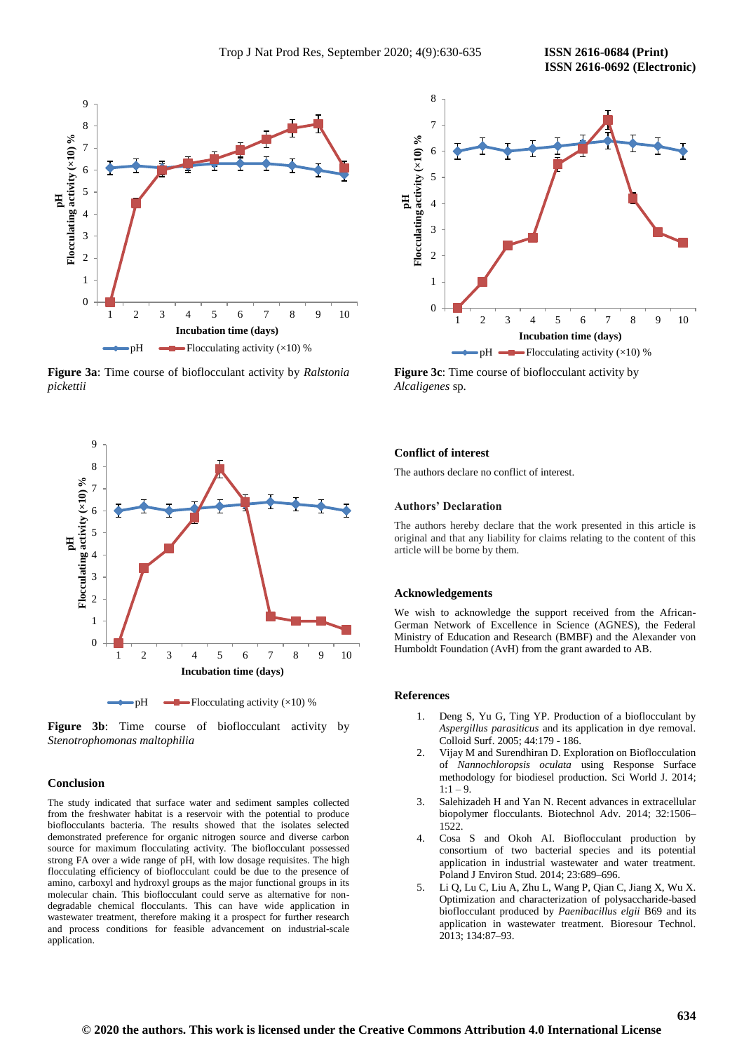**Figure 3a**: Time course of bioflocculant activity by *Ralstonia pickettii*

**Figure 3b**: Time course of bioflocculant activity by *Stenotrophomonas maltophilia*

**Figure 3c**: Time course of bioflocculant activity by *Alcaligenes* sp.

### Conclusion

The study indicated that surface water and sediment samples collected from the freshwater habitat is a reservoir with the potential to produce bioflocculants bacteria. The results showed that the isolates selected demonstrated preference for organic nitrogen source and diverse carbon source for maximum flocculating activity. The bioflocculant possessed strong FA over a wide range of pH, with low dosage requisites. The high flocculating efficiency of bioflocculant could be due to the presence of amino, carboxyl and hydroxyl groups as the major functional groups in its molecular chain. This bioflocculant could serve as alternative for non-degradable chemical flocculants. This can have wide application in wastewater treatment, therefore making it a prospect for further research and process conditions for feasible advancement on industrial-scale application.

### Conflict of interest

The authors declare no conflict of interest.

### Authors' Declaration

The authors hereby declare that the work presented in this article is original and that any liability for claims relating to the content of this article will be borne by them.

### Acknowledgements

We wish to acknowledge the support received from the African-German Network of Excellence in Science (AGNES), the Federal Ministry of Education and Research (BMBF) and the Alexander von Humboldt Foundation (AvH) from the grant awarded to AB.

### References

1. Deng S, Yu G, Ting YP. Production of a bioflocculant by *Aspergillus parasiticus* and its application in dye removal. Colloid Surf. 2005; 44:179 - 186.
2. Vijay M and Surendhiran D. Exploration on Bioflocculation of *Nannochloropsis oculata* using Response Surface methodology for biodiesel production. Sci World J. 2014; 1:1 – 9.
3. Salehizadeh H and Yan N. Recent advances in extracellular biopolymer flocculants. Biotechnol Adv. 2014; 32:1506–1522.
4. Cosa S and Okoh AI. Bioflocculant production by consortium of two bacterial species and its potential application in industrial wastewater and water treatment. Poland J Environ Stud. 2014; 23:689–696.
5. Li Q, Lu C, Liu A, Zhu L, Wang P, Qian C, Jiang X, Wu X. Optimization and characterization of polysaccharide-based bioflocculant produced by *Paenibacillus elgii* B69 and its application in wastewater treatment. Bioresour Technol. 2013; 134:87–93.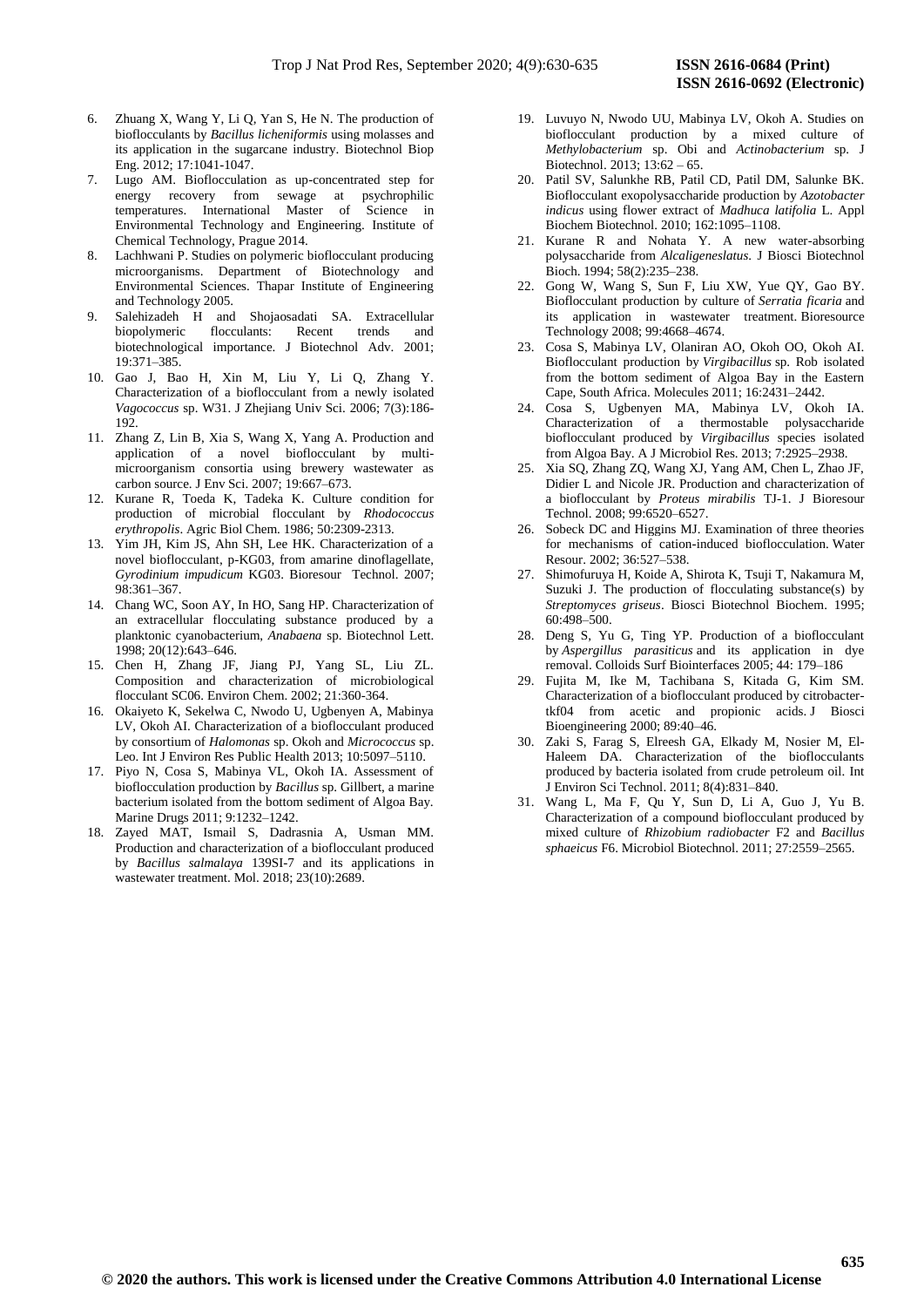6. Zhuang X, Wang Y, Li Q, Yan S, He N. The production of bioflocculants by *Bacillus licheniformis* using molasses and its application in the sugarcane industry. Biotechnol Biop Eng. 2012; 17:1041-1047.
7. Lugo AM. Bioflocculation as up-concentrated step for energy recovery from sewage at psychrophilic temperatures. International Master of Science in Environmental Technology and Engineering. Institute of Chemical Technology, Prague 2014.
8. Lachhwani P. Studies on polymeric bioflocculant producing microorganisms. Department of Biotechnology and Environmental Sciences. Thapar Institute of Engineering and Technology 2005.
9. Salehizadeh H and Shojaosadati SA. Extracellular biopolymeric flocculants: Recent trends and biotechnological importance. J Biotechnol Adv. 2001; 19:371–385.
10. Gao J, Bao H, Xin M, Liu Y, Li Q, Zhang Y. Characterization of a bioflocculant from a newly isolated *Vagococcus* sp. W31. J Zhejiang Univ Sci. 2006; 7(3):186-192.
11. Zhang Z, Lin B, Xia S, Wang X, Yang A. Production and application of a novel bioflocculant by multi-microorganism consortia using brewery wastewater as carbon source. J Env Sci. 2007; 19:667–673.
12. Kurane R, Toeda K, Tadeka K. Culture condition for production of microbial flocculant by *Rhodococcus erythropolis*. Agric Biol Chem. 1986; 50:2309-2313.
13. Yim JH, Kim JS, Ahn SH, Lee HK. Characterization of a novel bioflocculant, p-KG03, from amarine dinoflagellate, *Gyrodinium impudicum* KG03. Bioresour Technol. 2007; 98:361–367.
14. Chang WC, Soon AY, In HO, Sang HP. Characterization of an extracellular flocculating substance produced by a planktonic cyanobacterium, *Anabaena* sp. Biotechnol Lett. 1998; 20(12):643–646.
15. Chen H, Zhang JF, Jiang PJ, Yang SL, Liu ZL. Composition and characterization of microbiological flocculant SC06. Environ Chem. 2002; 21:360-364.
16. Okaiyeto K, Sekelwa C, Nwodo U, Ugbenyen A, Mabinya LV, Okoh AI. Characterization of a bioflocculant produced by consortium of *Halomonas* sp. Okoh and *Micrococcus* sp. Leo. Int J Environ Res Public Health 2013; 10:5097–5110.
17. Piyo N, Cosa S, Mabinya VL, Okoh IA. Assessment of bioflocculation production by *Bacillus* sp. Gillbert, a marine bacterium isolated from the bottom sediment of Algoa Bay. Marine Drugs 2011; 9:1232–1242.
18. Zayed MAT, Ismail S, Dadrasnia A, Usman MM. Production and characterization of a bioflocculant produced by *Bacillus salmalaya* 139SI-7 and its applications in wastewater treatment. Mol. 2018; 23(10):2689.
19. Luvuyo N, Nwodo UU, Mabinya LV, Okoh A. Studies on bioflocculant production by a mixed culture of *Methylobacterium* sp. Obi and *Actinobacterium* sp. J Biotechnol. 2013; 13:62 – 65.
20. Patil SV, Salunkhe RB, Patil CD, Patil DM, Salunke BK. Bioflocculant exopolysaccharide production by *Azotobacter indicus* using flower extract of *Madhuca latifolia* L. Appl Biochem Biotechnol. 2010; 162:1095–1108.
21. Kurane R and Nohata Y. A new water-absorbing polysaccharide from *Alcaligeneslatus*. J Biosci Biotechnol Bioch. 1994; 58(2):235–238.
22. Gong W, Wang S, Sun F, Liu XW, Yue QY, Gao BY. Bioflocculant production by culture of *Serratia ficaria* and its application in wastewater treatment. Bioresource Technology 2008; 99:4668–4674.
23. Cosa S, Mabinya LV, Olaniran AO, Okoh OO, Okoh AI. Bioflocculant production by *Virgibacillus* sp. Rob isolated from the bottom sediment of Algoa Bay in the Eastern Cape, South Africa. Molecules 2011; 16:2431–2442.
24. Cosa S, Ugbenyen MA, Mabinya LV, Okoh IA. Characterization of a thermostable polysaccharide bioflocculant produced by *Virgibacillus* species isolated from Algoa Bay. A J Microbiol Res. 2013; 7:2925–2938.
25. Xia SQ, Zhang ZQ, Wang XJ, Yang AM, Chen L, Zhao JF, Didier L and Nicole JR. Production and characterization of a bioflocculant by *Proteus mirabilis* TJ-1. J Bioresour Technol. 2008; 99:6520–6527.
26. Sobeck DC and Higgins MJ. Examination of three theories for mechanisms of cation-induced bioflocculation. Water Resour. 2002; 36:527–538.
27. Shimofuruya H, Koide A, Shirota K, Tsuji T, Nakamura M, Suzuki J. The production of flocculating substance(s) by *Streptomyces griseus*. Biosci Biotechnol Biochem. 1995; 60:498–500.
28. Deng S, Yu G, Ting YP. Production of a bioflocculant by *Aspergillus parasiticus* and its application in dye removal. Colloids Surf Biointerfaces 2005; 44: 179–186
29. Fujita M, Ike M, Tachibana S, Kitada G, Kim SM. Characterization of a bioflocculant produced by citrobacter-tkf04 from acetic and propionic acids. J Biosci Bioengineering 2000; 89:40–46.
30. Zaki S, Farag S, Elreesh GA, Elkady M, Nosier M, El-Haleem DA. Characterization of the bioflocculants produced by bacteria isolated from crude petroleum oil. Int J Environ Sci Technol. 2011; 8(4):831–840.
31. Wang L, Ma F, Qu Y, Sun D, Li A, Guo J, Yu B. Characterization of a compound bioflocculant produced by mixed culture of *Rhizobium radiobacter* F2 and *Bacillus sphaeicus* F6. Microbiol Biotechnol. 2011; 27:2559–2565.